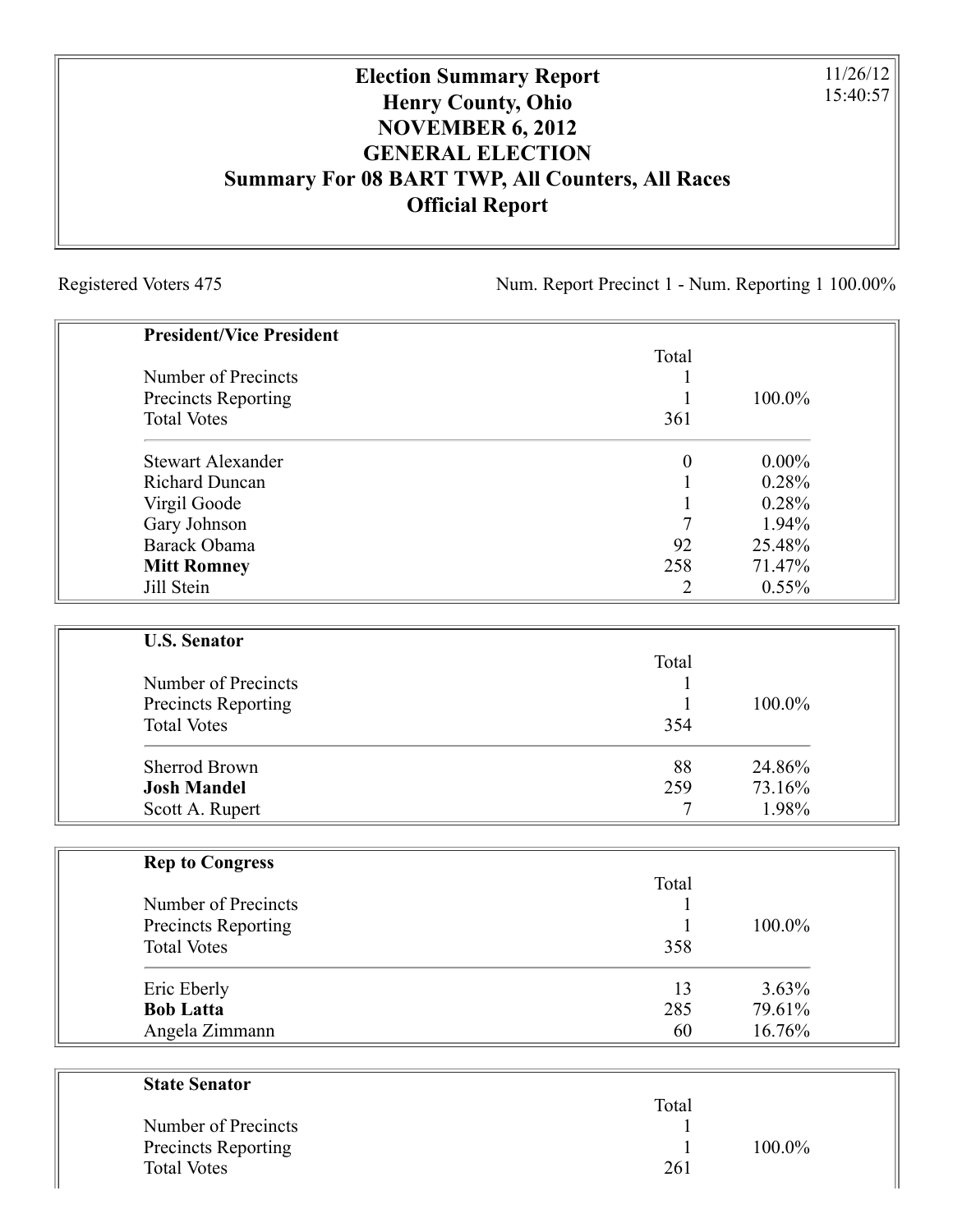# Election Summary Report
# Henry County, Ohio
# NOVEMBER 6, 2012
# GENERAL ELECTION
# Summary For 08 BART TWP, All Counters, All Races
# Official Report

11/26/12
15:40:57

Registered Voters 475

Num. Report Precinct 1 - Num. Reporting 1 100.00%

**President/Vice President**

| | Total | |
|---|---|---|
| Number of Precincts | 1 | |
| Precincts Reporting | 1 | 100.0% |
| Total Votes | 361 | |
| Stewart Alexander | 0 | 0.00% |
| Richard Duncan | 1 | 0.28% |
| Virgil Goode | 1 | 0.28% |
| Gary Johnson | 7 | 1.94% |
| Barack Obama | 92 | 25.48% |
| **Mitt Romney** | 258 | 71.47% |
| Jill Stein | 2 | 0.55% |

**U.S. Senator**

| | Total | |
|---|---|---|
| Number of Precincts | 1 | |
| Precincts Reporting | 1 | 100.0% |
| Total Votes | 354 | |
| Sherrod Brown | 88 | 24.86% |
| **Josh Mandel** | 259 | 73.16% |
| Scott A. Rupert | 7 | 1.98% |

**Rep to Congress**

| | Total | |
|---|---|---|
| Number of Precincts | 1 | |
| Precincts Reporting | 1 | 100.0% |
| Total Votes | 358 | |
| Eric Eberly | 13 | 3.63% |
| **Bob Latta** | 285 | 79.61% |
| Angela Zimmann | 60 | 16.76% |

**State Senator**

| | Total | |
|---|---|---|
| Number of Precincts | 1 | |
| Precincts Reporting | 1 | 100.0% |
| Total Votes | 261 | |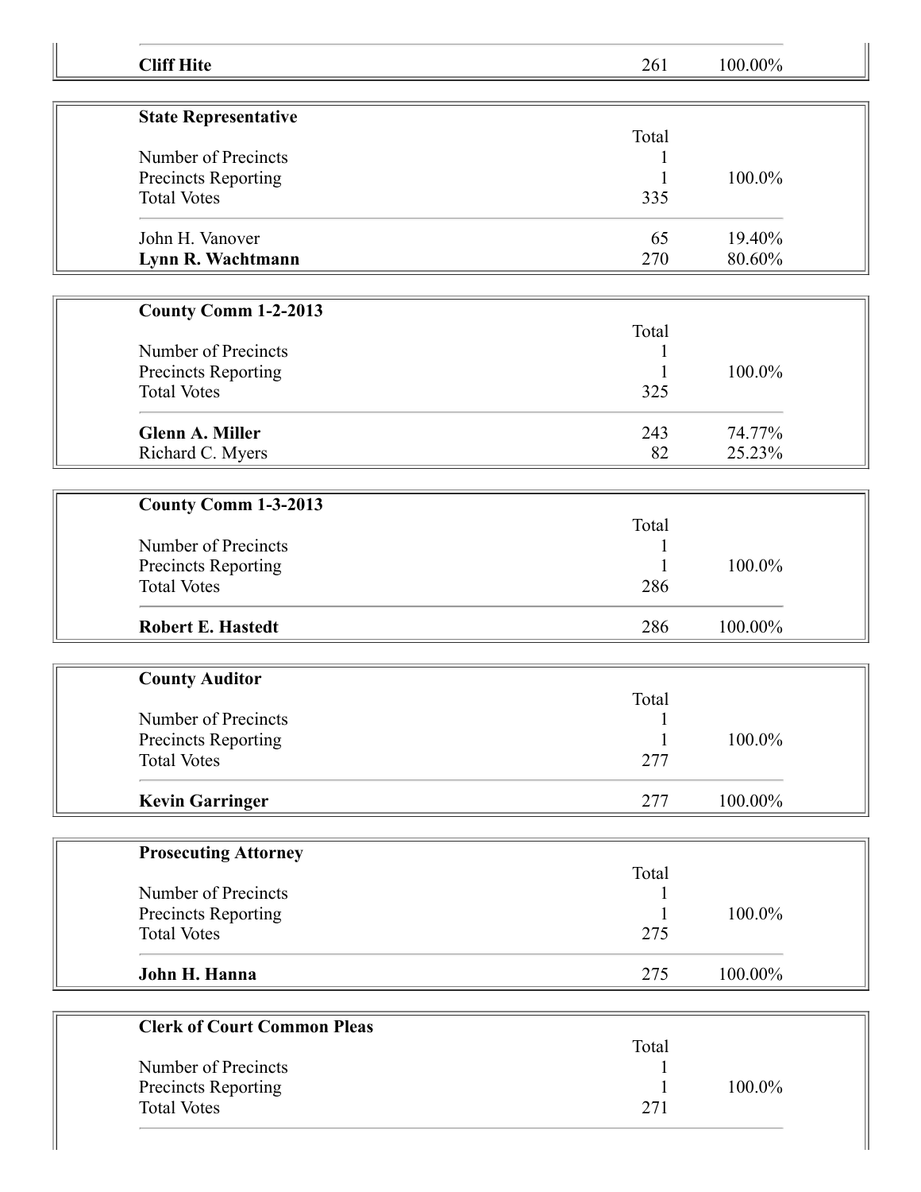| **Cliff Hite** | 261 | 100.00% |
|---|---|---|

| **State Representative** | | |
|---|---|---|
| | Total | |
| Number of Precincts | 1 | |
| Precincts Reporting | 1 | 100.0% |
| Total Votes | 335 | |
| John H. Vanover | 65 | 19.40% |
| **Lynn R. Wachtmann** | 270 | 80.60% |

| **County Comm 1-2-2013** | | |
|---|---|---|
| | Total | |
| Number of Precincts | 1 | |
| Precincts Reporting | 1 | 100.0% |
| Total Votes | 325 | |
| **Glenn A. Miller** | 243 | 74.77% |
| Richard C. Myers | 82 | 25.23% |

| **County Comm 1-3-2013** | | |
|---|---|---|
| | Total | |
| Number of Precincts | 1 | |
| Precincts Reporting | 1 | 100.0% |
| Total Votes | 286 | |
| **Robert E. Hastedt** | 286 | 100.00% |

| **County Auditor** | | |
|---|---|---|
| | Total | |
| Number of Precincts | 1 | |
| Precincts Reporting | 1 | 100.0% |
| Total Votes | 277 | |
| **Kevin Garringer** | 277 | 100.00% |

| **Prosecuting Attorney** | | |
|---|---|---|
| | Total | |
| Number of Precincts | 1 | |
| Precincts Reporting | 1 | 100.0% |
| Total Votes | 275 | |
| **John H. Hanna** | 275 | 100.00% |

| **Clerk of Court Common Pleas** | | |
|---|---|---|
| | Total | |
| Number of Precincts | 1 | |
| Precincts Reporting | 1 | 100.0% |
| Total Votes | 271 | |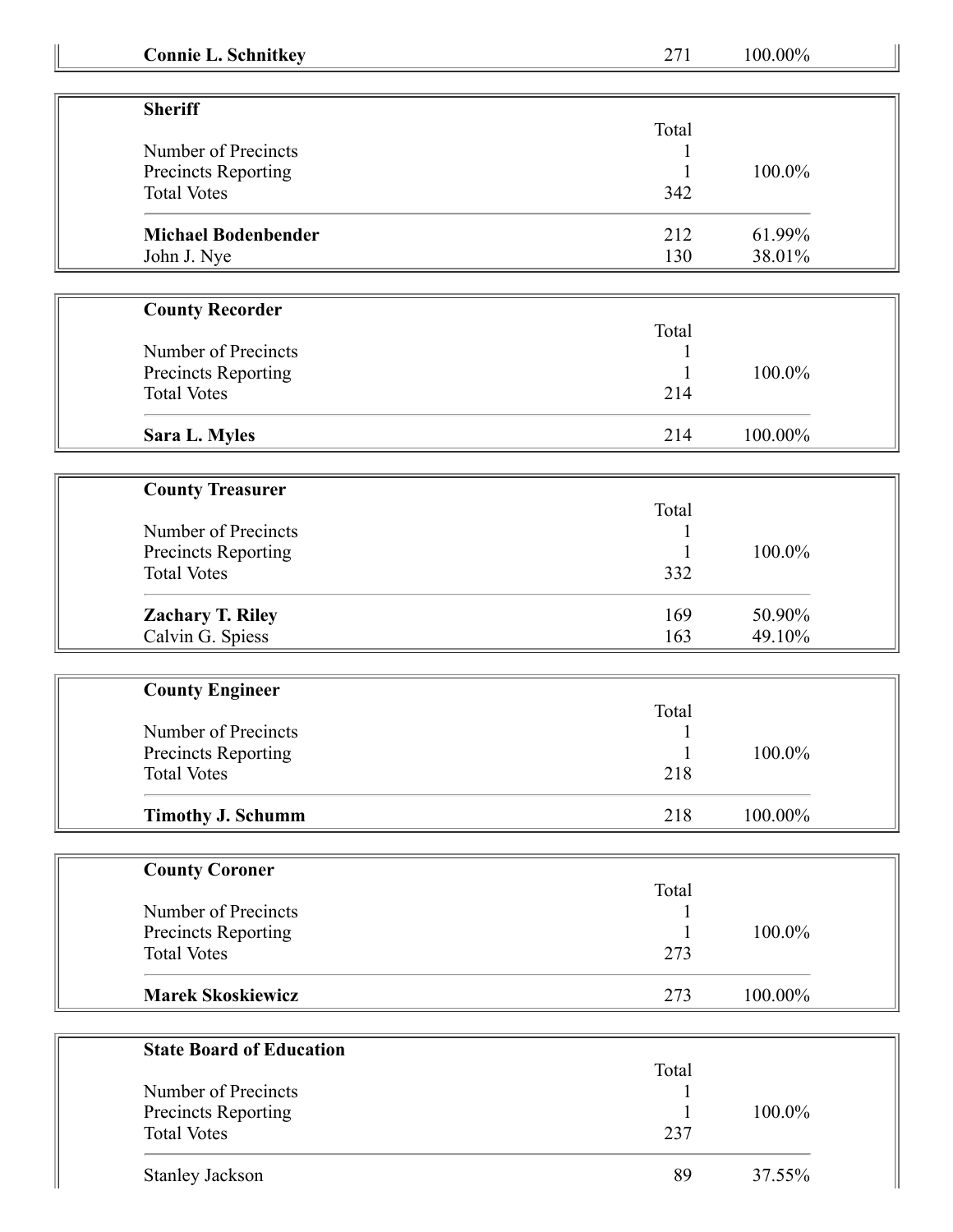| **Connie L. Schnitkey** | 271 | 100.00% |
| --- | --- | --- |

| **Sheriff** | | |
| --- | --- | --- |
| | Total | |
| Number of Precincts | 1 | |
| Precincts Reporting | 1 | 100.0% |
| Total Votes | 342 | |
| **Michael Bodenbender** | 212 | 61.99% |
| John J. Nye | 130 | 38.01% |

| **County Recorder** | | |
| --- | --- | --- |
| | Total | |
| Number of Precincts | 1 | |
| Precincts Reporting | 1 | 100.0% |
| Total Votes | 214 | |
| **Sara L. Myles** | 214 | 100.00% |

| **County Treasurer** | | |
| --- | --- | --- |
| | Total | |
| Number of Precincts | 1 | |
| Precincts Reporting | 1 | 100.0% |
| Total Votes | 332 | |
| **Zachary T. Riley** | 169 | 50.90% |
| Calvin G. Spiess | 163 | 49.10% |

| **County Engineer** | | |
| --- | --- | --- |
| | Total | |
| Number of Precincts | 1 | |
| Precincts Reporting | 1 | 100.0% |
| Total Votes | 218 | |
| **Timothy J. Schumm** | 218 | 100.00% |

| **County Coroner** | | |
| --- | --- | --- |
| | Total | |
| Number of Precincts | 1 | |
| Precincts Reporting | 1 | 100.0% |
| Total Votes | 273 | |
| **Marek Skoskiewicz** | 273 | 100.00% |

| **State Board of Education** | | |
| --- | --- | --- |
| | Total | |
| Number of Precincts | 1 | |
| Precincts Reporting | 1 | 100.0% |
| Total Votes | 237 | |
| Stanley Jackson | 89 | 37.55% |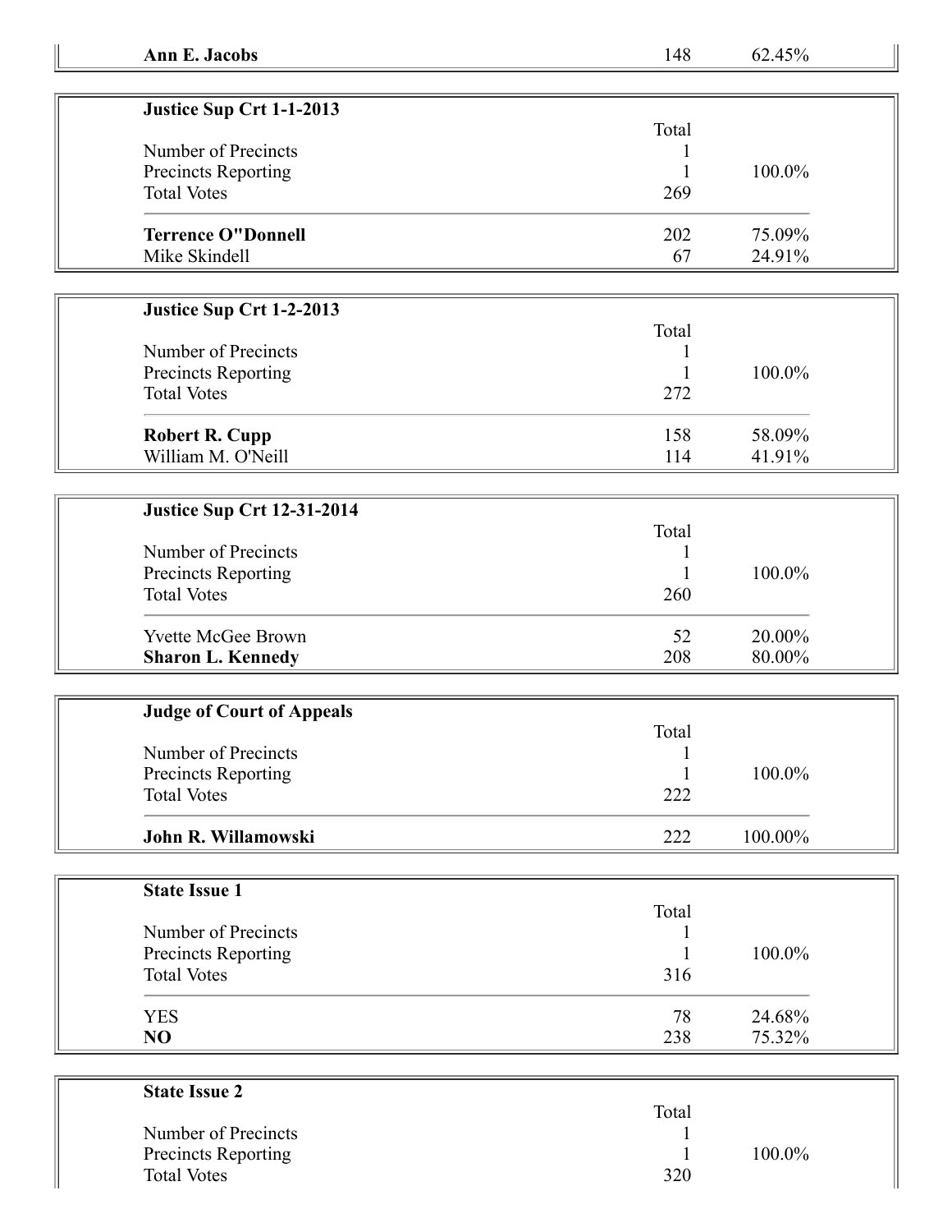| **Ann E. Jacobs** | 148 | 62.45% |
|---|---|---|

| **Justice Sup Crt 1-1-2013** | | |
|---|---|---|
| | Total | |
| Number of Precincts | 1 | |
| Precincts Reporting | 1 | 100.0% |
| Total Votes | 269 | |
| **Terrence O"Donnell** | 202 | 75.09% |
| Mike Skindell | 67 | 24.91% |

| **Justice Sup Crt 1-2-2013** | | |
|---|---|---|
| | Total | |
| Number of Precincts | 1 | |
| Precincts Reporting | 1 | 100.0% |
| Total Votes | 272 | |
| **Robert R. Cupp** | 158 | 58.09% |
| William M. O'Neill | 114 | 41.91% |

| **Justice Sup Crt 12-31-2014** | | |
|---|---|---|
| | Total | |
| Number of Precincts | 1 | |
| Precincts Reporting | 1 | 100.0% |
| Total Votes | 260 | |
| Yvette McGee Brown | 52 | 20.00% |
| **Sharon L. Kennedy** | 208 | 80.00% |

| **Judge of Court of Appeals** | | |
|---|---|---|
| | Total | |
| Number of Precincts | 1 | |
| Precincts Reporting | 1 | 100.0% |
| Total Votes | 222 | |
| **John R. Willamowski** | 222 | 100.00% |

| **State Issue 1** | | |
|---|---|---|
| | Total | |
| Number of Precincts | 1 | |
| Precincts Reporting | 1 | 100.0% |
| Total Votes | 316 | |
| YES | 78 | 24.68% |
| **NO** | 238 | 75.32% |

| **State Issue 2** | | |
|---|---|---|
| | Total | |
| Number of Precincts | 1 | |
| Precincts Reporting | 1 | 100.0% |
| Total Votes | 320 | |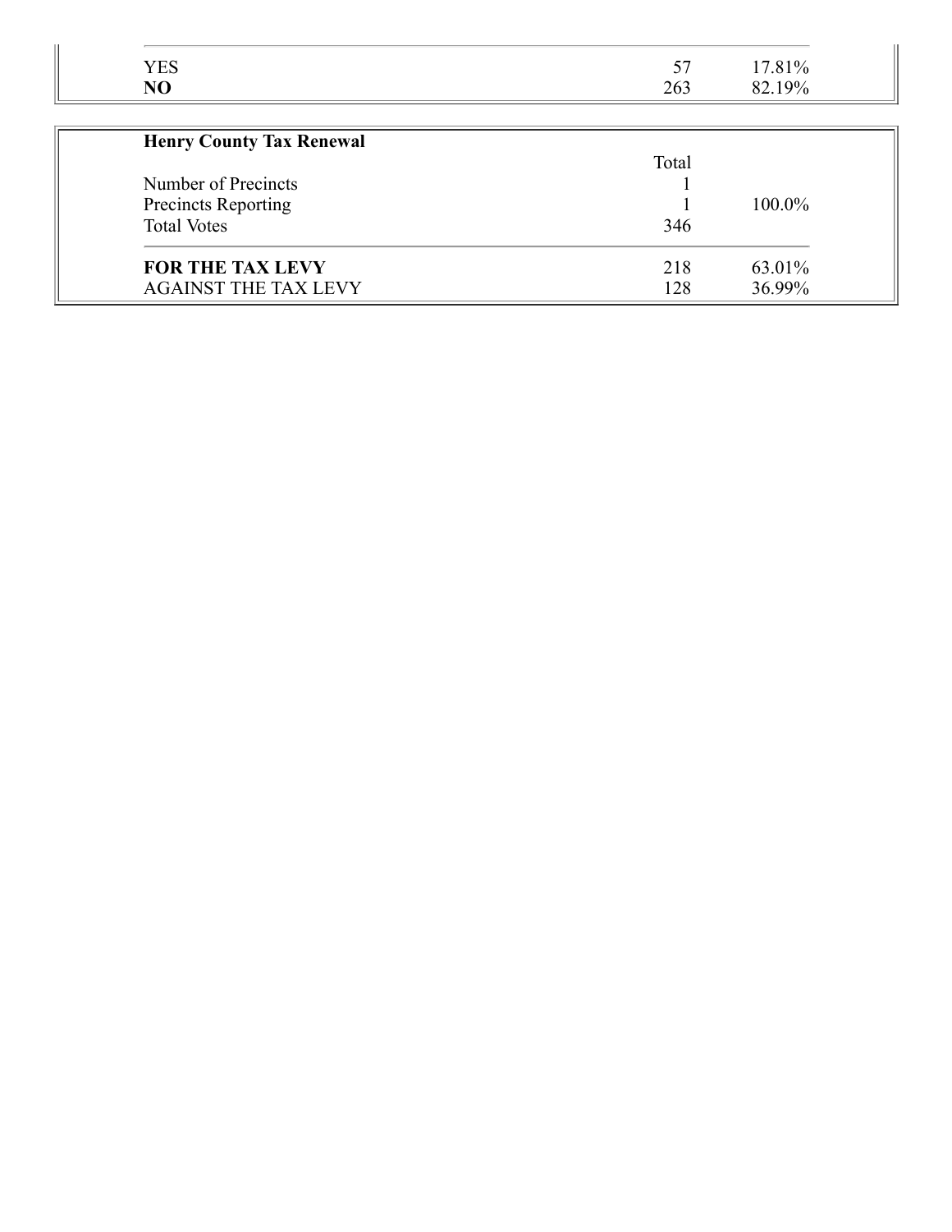| | | |
|---|---|---|
| YES | 57 | 17.81% |
| **NO** | 263 | 82.19% |

**Henry County Tax Renewal**

| | Total | |
|---|---|---|
| Number of Precincts | 1 | |
| Precincts Reporting | 1 | 100.0% |
| Total Votes | 346 | |
| **FOR THE TAX LEVY** | 218 | 63.01% |
| AGAINST THE TAX LEVY | 128 | 36.99% |